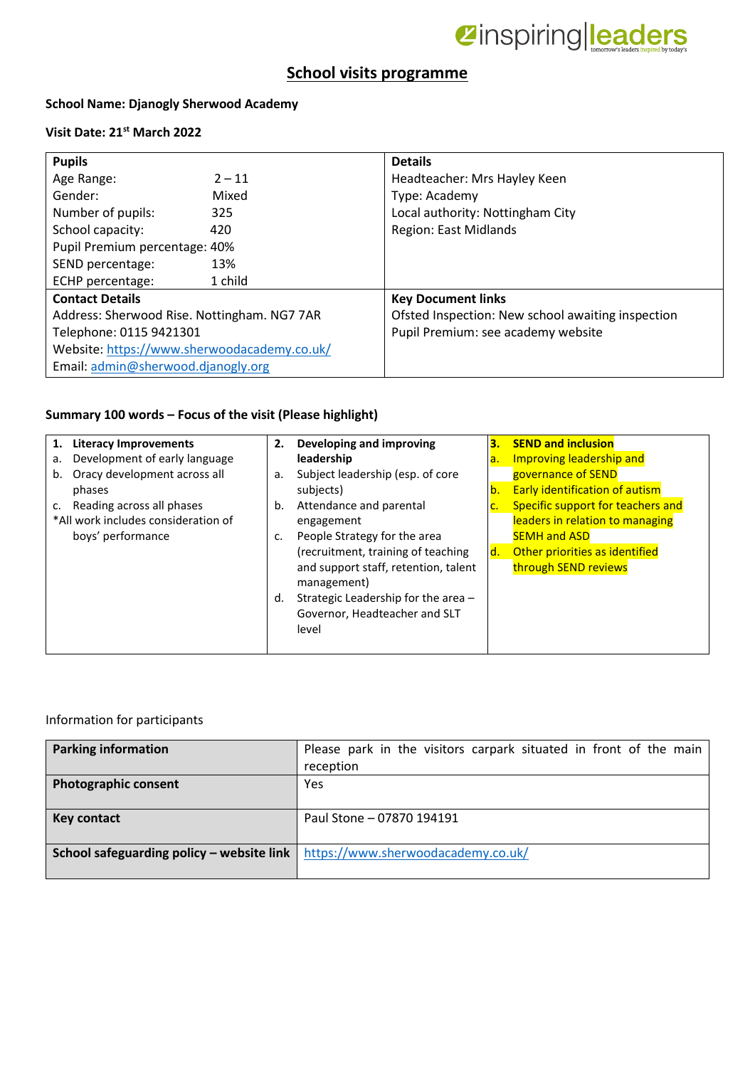# School visits programme

**School Name: Djanogly Sherwood Academy**

**Visit Date: 21st March 2022**

| **Pupils** | **Details** |
|---|---|
| Age Range: 2 – 11 | Headteacher: Mrs Hayley Keen |
| Gender: Mixed | Type: Academy |
| Number of pupils: 325 | Local authority: Nottingham City |
| School capacity: 420 | Region: East Midlands |
| Pupil Premium percentage: 40% | |
| SEND percentage: 13% | |
| ECHP percentage: 1 child | |
| **Contact Details** | **Key Document links** |
| Address: Sherwood Rise. Nottingham. NG7 7AR | Ofsted Inspection: New school awaiting inspection |
| Telephone: 0115 9421301 | Pupil Premium: see academy website |
| Website: https://www.sherwoodacademy.co.uk/ | |
| Email: admin@sherwood.djanogly.org | |

**Summary 100 words – Focus of the visit (Please highlight)**

| **1. Literacy Improvements** | **2. Developing and improving leadership** | **3. SEND and inclusion** |
|---|---|---|
| a. Development of early language<br>b. Oracy development across all phases<br>c. Reading across all phases<br>*All work includes consideration of boys' performance | a. Subject leadership (esp. of core subjects)<br>b. Attendance and parental engagement<br>c. People Strategy for the area (recruitment, training of teaching and support staff, retention, talent management)<br>d. Strategic Leadership for the area – Governor, Headteacher and SLT level | a. Improving leadership and governance of SEND<br>b. Early identification of autism<br>c. Specific support for teachers and leaders in relation to managing SEMH and ASD<br>d. Other priorities as identified through SEND reviews |

Information for participants

| | |
|---|---|
| **Parking information** | Please park in the visitors carpark situated in front of the main reception |
| **Photographic consent** | Yes |
| **Key contact** | Paul Stone – 07870 194191 |
| **School safeguarding policy – website link** | https://www.sherwoodacademy.co.uk/ |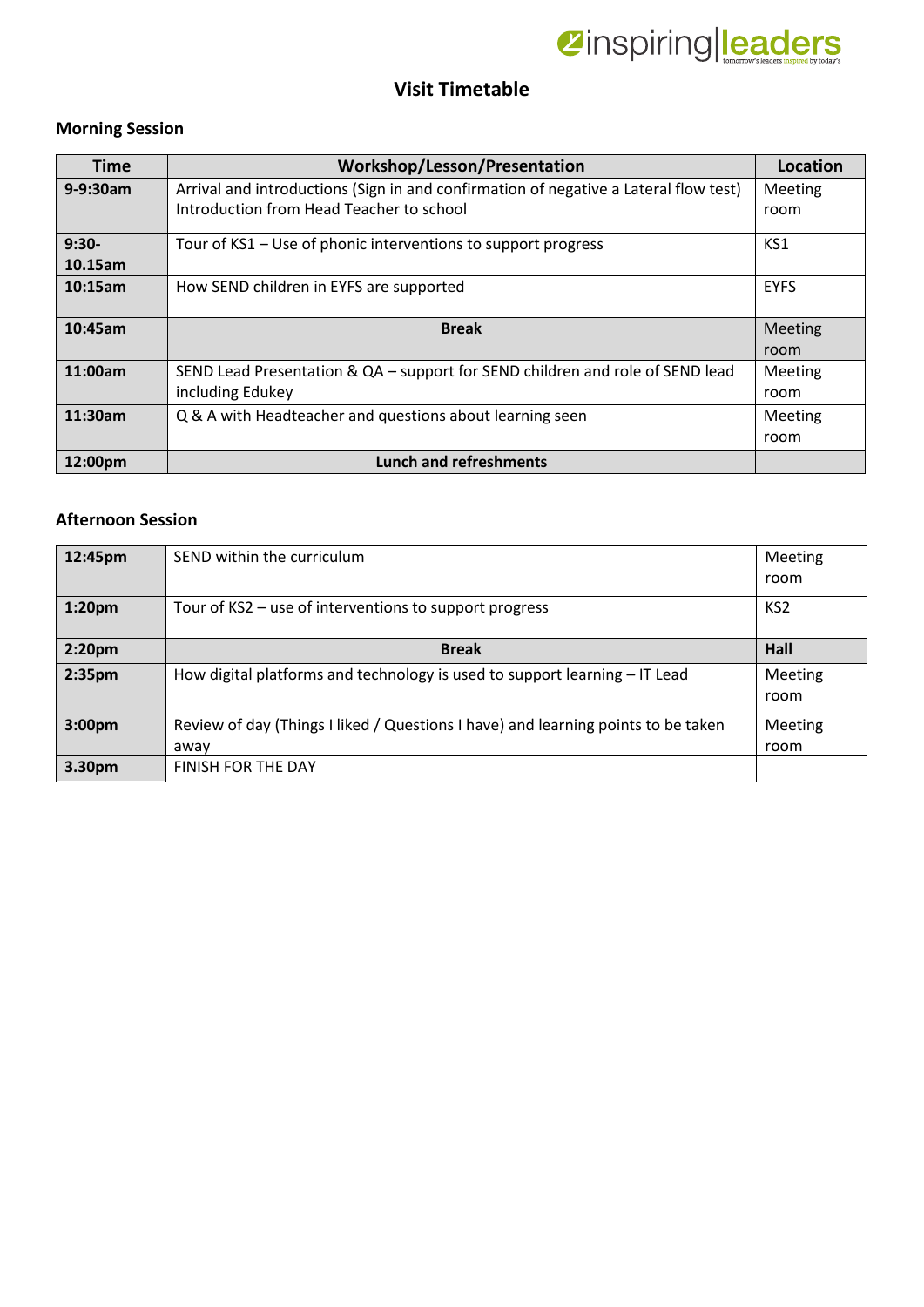# Visit Timetable

### Morning Session

| Time | Workshop/Lesson/Presentation | Location |
| --- | --- | --- |
| **9-9:30am** | Arrival and introductions (Sign in and confirmation of negative a Lateral flow test) Introduction from Head Teacher to school | Meeting room |
| **9:30-10.15am** | Tour of KS1 – Use of phonic interventions to support progress | KS1 |
| **10:15am** | How SEND children in EYFS are supported | EYFS |
| **10:45am** | **Break** | Meeting room |
| **11:00am** | SEND Lead Presentation & QA – support for SEND children and role of SEND lead including Edukey | Meeting room |
| **11:30am** | Q & A with Headteacher and questions about learning seen | Meeting room |
| **12:00pm** | **Lunch and refreshments** | |

### Afternoon Session

| | | |
| --- | --- | --- |
| **12:45pm** | SEND within the curriculum | Meeting room |
| **1:20pm** | Tour of KS2 – use of interventions to support progress | KS2 |
| **2:20pm** | **Break** | **Hall** |
| **2:35pm** | How digital platforms and technology is used to support learning – IT Lead | Meeting room |
| **3:00pm** | Review of day (Things I liked / Questions I have) and learning points to be taken away | Meeting room |
| **3.30pm** | FINISH FOR THE DAY | |